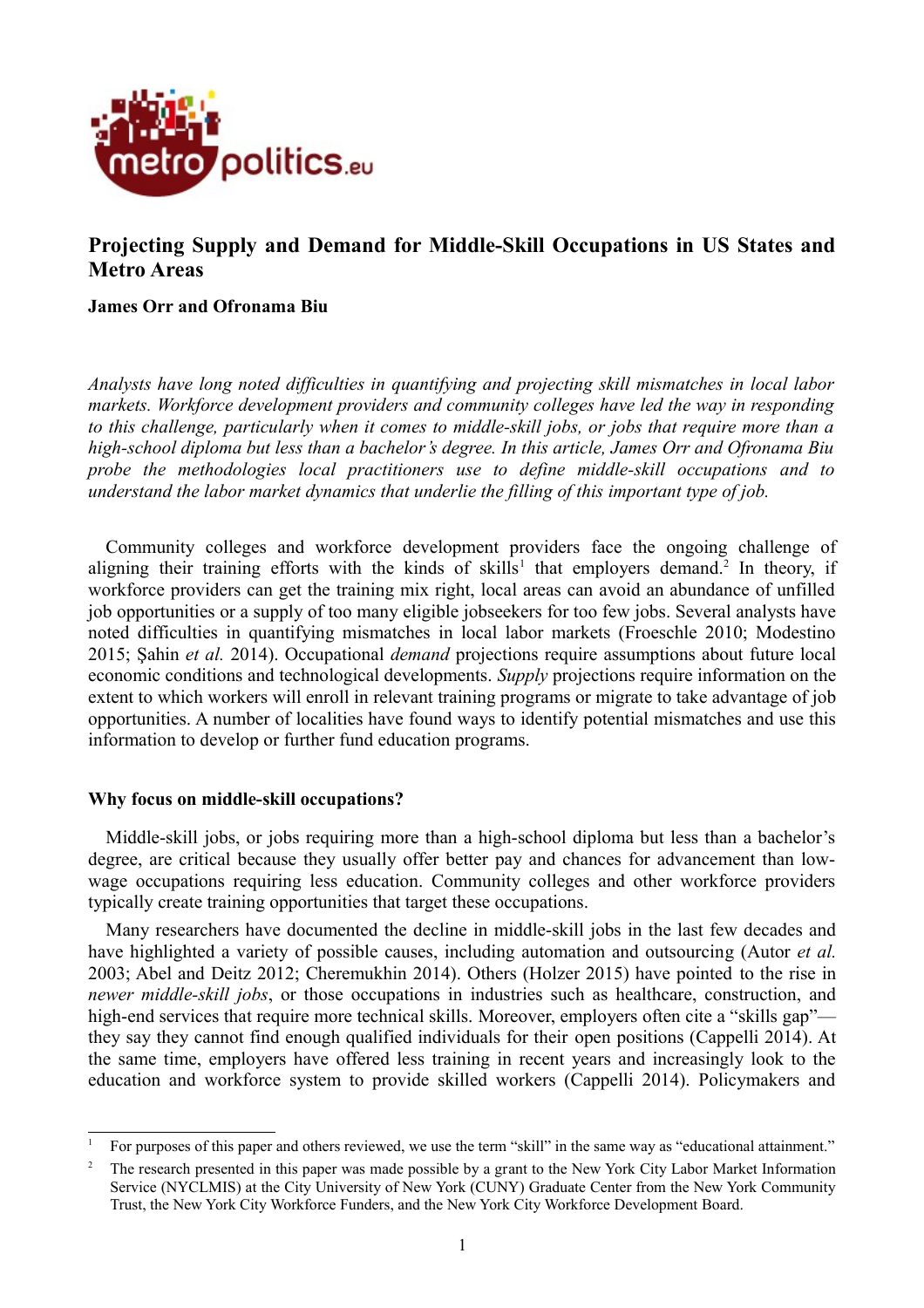# Projecting Supply and Demand for Middle-Skill Occupations in US States and Metro Areas

**James Orr and Ofronama Biu**

*Analysts have long noted difficulties in quantifying and projecting skill mismatches in local labor markets. Workforce development providers and community colleges have led the way in responding to this challenge, particularly when it comes to middle-skill jobs, or jobs that require more than a high-school diploma but less than a bachelor's degree. In this article, James Orr and Ofronama Biu probe the methodologies local practitioners use to define middle-skill occupations and to understand the labor market dynamics that underlie the filling of this important type of job.*

Community colleges and workforce development providers face the ongoing challenge of aligning their training efforts with the kinds of skills[1] that employers demand.[2] In theory, if workforce providers can get the training mix right, local areas can avoid an abundance of unfilled job opportunities or a supply of too many eligible jobseekers for too few jobs. Several analysts have noted difficulties in quantifying mismatches in local labor markets (Froeschle 2010; Modestino 2015; Şahin *et al.* 2014). Occupational *demand* projections require assumptions about future local economic conditions and technological developments. *Supply* projections require information on the extent to which workers will enroll in relevant training programs or migrate to take advantage of job opportunities. A number of localities have found ways to identify potential mismatches and use this information to develop or further fund education programs.

## Why focus on middle-skill occupations?

Middle-skill jobs, or jobs requiring more than a high-school diploma but less than a bachelor's degree, are critical because they usually offer better pay and chances for advancement than low-wage occupations requiring less education. Community colleges and other workforce providers typically create training opportunities that target these occupations.

Many researchers have documented the decline in middle-skill jobs in the last few decades and have highlighted a variety of possible causes, including automation and outsourcing (Autor *et al.* 2003; Abel and Deitz 2012; Cheremukhin 2014). Others (Holzer 2015) have pointed to the rise in *newer middle-skill jobs*, or those occupations in industries such as healthcare, construction, and high-end services that require more technical skills. Moreover, employers often cite a "skills gap"—they say they cannot find enough qualified individuals for their open positions (Cappelli 2014). At the same time, employers have offered less training in recent years and increasingly look to the education and workforce system to provide skilled workers (Cappelli 2014). Policymakers and

---

[1] For purposes of this paper and others reviewed, we use the term "skill" in the same way as "educational attainment."

[2] The research presented in this paper was made possible by a grant to the New York City Labor Market Information Service (NYCLMIS) at the City University of New York (CUNY) Graduate Center from the New York Community Trust, the New York City Workforce Funders, and the New York City Workforce Development Board.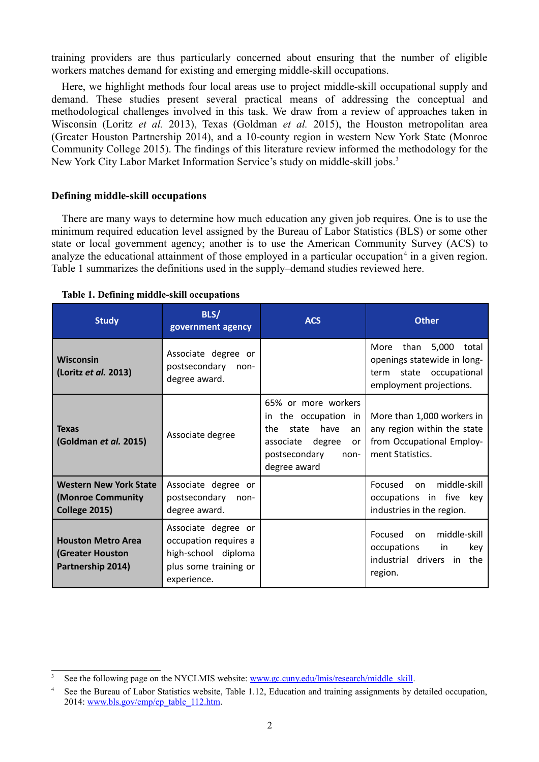training providers are thus particularly concerned about ensuring that the number of eligible workers matches demand for existing and emerging middle-skill occupations.

Here, we highlight methods four local areas use to project middle-skill occupational supply and demand. These studies present several practical means of addressing the conceptual and methodological challenges involved in this task. We draw from a review of approaches taken in Wisconsin (Loritz *et al.* 2013), Texas (Goldman *et al.* 2015), the Houston metropolitan area (Greater Houston Partnership 2014), and a 10-county region in western New York State (Monroe Community College 2015). The findings of this literature review informed the methodology for the New York City Labor Market Information Service's study on middle-skill jobs.[3]

### Defining middle-skill occupations

There are many ways to determine how much education any given job requires. One is to use the minimum required education level assigned by the Bureau of Labor Statistics (BLS) or some other state or local government agency; another is to use the American Community Survey (ACS) to analyze the educational attainment of those employed in a particular occupation[4] in a given region. Table 1 summarizes the definitions used in the supply–demand studies reviewed here.

**Table 1. Defining middle-skill occupations**

| Study | BLS/ government agency | ACS | Other |
|---|---|---|---|
| **Wisconsin (Loritz *et al.* 2013)** | Associate degree or postsecondary non-degree award. | | More than 5,000 total openings statewide in long-term state occupational employment projections. |
| **Texas (Goldman *et al.* 2015)** | Associate degree | 65% or more workers in the occupation in the state have an associate degree or postsecondary non-degree award | More than 1,000 workers in any region within the state from Occupational Employment Statistics. |
| **Western New York State (Monroe Community College 2015)** | Associate degree or postsecondary non-degree award. | | Focused on middle-skill occupations in five key industries in the region. |
| **Houston Metro Area (Greater Houston Partnership 2014)** | Associate degree or occupation requires a high-school diploma plus some training or experience. | | Focused on middle-skill occupations in key industrial drivers in the region. |

[3] See the following page on the NYCLMIS website: www.gc.cuny.edu/lmis/research/middle_skill.

[4] See the Bureau of Labor Statistics website, Table 1.12, Education and training assignments by detailed occupation, 2014: www.bls.gov/emp/ep_table_112.htm.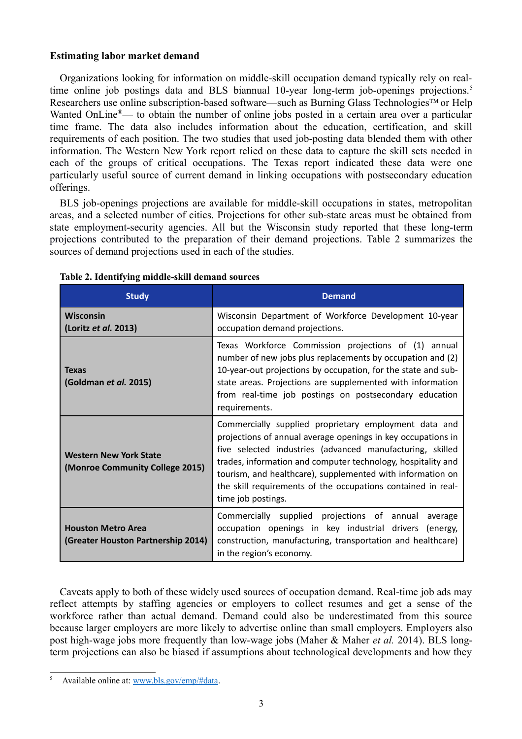**Estimating labor market demand**

Organizations looking for information on middle-skill occupation demand typically rely on real-time online job postings data and BLS biannual 10-year long-term job-openings projections.[5] Researchers use online subscription-based software—such as Burning Glass Technologies™ or Help Wanted OnLine®— to obtain the number of online jobs posted in a certain area over a particular time frame. The data also includes information about the education, certification, and skill requirements of each position. The two studies that used job-posting data blended them with other information. The Western New York report relied on these data to capture the skill sets needed in each of the groups of critical occupations. The Texas report indicated these data were one particularly useful source of current demand in linking occupations with postsecondary education offerings.

BLS job-openings projections are available for middle-skill occupations in states, metropolitan areas, and a selected number of cities. Projections for other sub-state areas must be obtained from state employment-security agencies. All but the Wisconsin study reported that these long-term projections contributed to the preparation of their demand projections. Table 2 summarizes the sources of demand projections used in each of the studies.

**Table 2. Identifying middle-skill demand sources**

| Study | Demand |
|---|---|
| **Wisconsin (Loritz *et al.* 2013)** | Wisconsin Department of Workforce Development 10-year occupation demand projections. |
| **Texas (Goldman *et al.* 2015)** | Texas Workforce Commission projections of (1) annual number of new jobs plus replacements by occupation and (2) 10-year-out projections by occupation, for the state and sub-state areas. Projections are supplemented with information from real-time job postings on postsecondary education requirements. |
| **Western New York State (Monroe Community College 2015)** | Commercially supplied proprietary employment data and projections of annual average openings in key occupations in five selected industries (advanced manufacturing, skilled trades, information and computer technology, hospitality and tourism, and healthcare), supplemented with information on the skill requirements of the occupations contained in real-time job postings. |
| **Houston Metro Area (Greater Houston Partnership 2014)** | Commercially supplied projections of annual average occupation openings in key industrial drivers (energy, construction, manufacturing, transportation and healthcare) in the region's economy. |

Caveats apply to both of these widely used sources of occupation demand. Real-time job ads may reflect attempts by staffing agencies or employers to collect resumes and get a sense of the workforce rather than actual demand. Demand could also be underestimated from this source because larger employers are more likely to advertise online than small employers. Employers also post high-wage jobs more frequently than low-wage jobs (Maher & Maher *et al.* 2014). BLS long-term projections can also be biased if assumptions about technological developments and how they

[5] Available online at: www.bls.gov/emp/#data.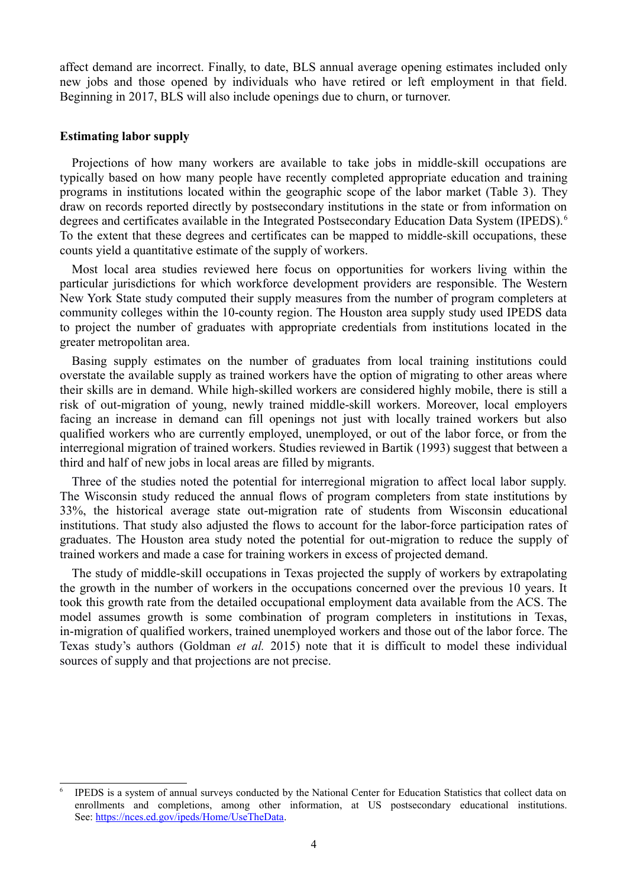affect demand are incorrect. Finally, to date, BLS annual average opening estimates included only new jobs and those opened by individuals who have retired or left employment in that field. Beginning in 2017, BLS will also include openings due to churn, or turnover.

**Estimating labor supply**

Projections of how many workers are available to take jobs in middle-skill occupations are typically based on how many people have recently completed appropriate education and training programs in institutions located within the geographic scope of the labor market (Table 3). They draw on records reported directly by postsecondary institutions in the state or from information on degrees and certificates available in the Integrated Postsecondary Education Data System (IPEDS).[6] To the extent that these degrees and certificates can be mapped to middle-skill occupations, these counts yield a quantitative estimate of the supply of workers.

Most local area studies reviewed here focus on opportunities for workers living within the particular jurisdictions for which workforce development providers are responsible. The Western New York State study computed their supply measures from the number of program completers at community colleges within the 10-county region. The Houston area supply study used IPEDS data to project the number of graduates with appropriate credentials from institutions located in the greater metropolitan area.

Basing supply estimates on the number of graduates from local training institutions could overstate the available supply as trained workers have the option of migrating to other areas where their skills are in demand. While high-skilled workers are considered highly mobile, there is still a risk of out-migration of young, newly trained middle-skill workers. Moreover, local employers facing an increase in demand can fill openings not just with locally trained workers but also qualified workers who are currently employed, unemployed, or out of the labor force, or from the interregional migration of trained workers. Studies reviewed in Bartik (1993) suggest that between a third and half of new jobs in local areas are filled by migrants.

Three of the studies noted the potential for interregional migration to affect local labor supply. The Wisconsin study reduced the annual flows of program completers from state institutions by 33%, the historical average state out-migration rate of students from Wisconsin educational institutions. That study also adjusted the flows to account for the labor-force participation rates of graduates. The Houston area study noted the potential for out-migration to reduce the supply of trained workers and made a case for training workers in excess of projected demand.

The study of middle-skill occupations in Texas projected the supply of workers by extrapolating the growth in the number of workers in the occupations concerned over the previous 10 years. It took this growth rate from the detailed occupational employment data available from the ACS. The model assumes growth is some combination of program completers in institutions in Texas, in-migration of qualified workers, trained unemployed workers and those out of the labor force. The Texas study's authors (Goldman *et al.* 2015) note that it is difficult to model these individual sources of supply and that projections are not precise.

---

[6] IPEDS is a system of annual surveys conducted by the National Center for Education Statistics that collect data on enrollments and completions, among other information, at US postsecondary educational institutions. See: https://nces.ed.gov/ipeds/Home/UseTheData.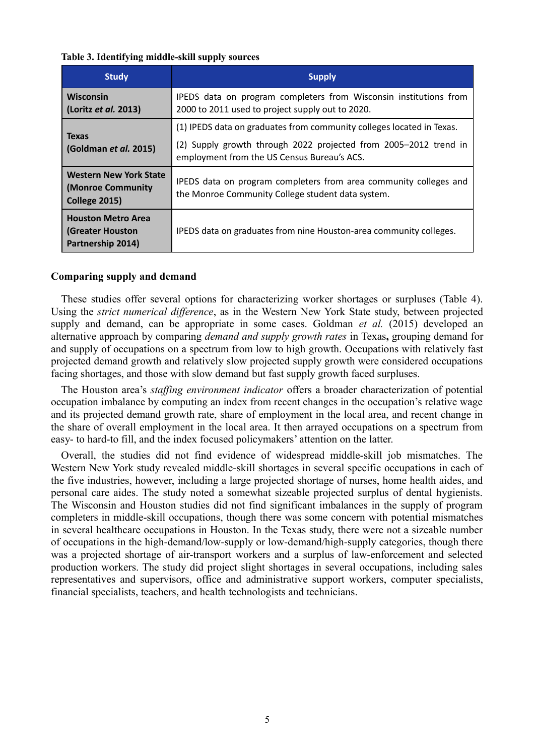**Table 3. Identifying middle-skill supply sources**

| Study | Supply |
| --- | --- |
| **Wisconsin (Loritz *et al.* 2013)** | IPEDS data on program completers from Wisconsin institutions from 2000 to 2011 used to project supply out to 2020. |
| **Texas (Goldman *et al.* 2015)** | (1) IPEDS data on graduates from community colleges located in Texas. (2) Supply growth through 2022 projected from 2005–2012 trend in employment from the US Census Bureau's ACS. |
| **Western New York State (Monroe Community College 2015)** | IPEDS data on program completers from area community colleges and the Monroe Community College student data system. |
| **Houston Metro Area (Greater Houston Partnership 2014)** | IPEDS data on graduates from nine Houston-area community colleges. |

### Comparing supply and demand

These studies offer several options for characterizing worker shortages or surpluses (Table 4). Using the *strict numerical difference*, as in the Western New York State study, between projected supply and demand, can be appropriate in some cases. Goldman *et al.* (2015) developed an alternative approach by comparing *demand and supply growth rates* in Texas**,** grouping demand for and supply of occupations on a spectrum from low to high growth. Occupations with relatively fast projected demand growth and relatively slow projected supply growth were considered occupations facing shortages, and those with slow demand but fast supply growth faced surpluses.

The Houston area's *staffing environment indicator* offers a broader characterization of potential occupation imbalance by computing an index from recent changes in the occupation's relative wage and its projected demand growth rate, share of employment in the local area, and recent change in the share of overall employment in the local area. It then arrayed occupations on a spectrum from easy- to hard-to fill, and the index focused policymakers' attention on the latter.

Overall, the studies did not find evidence of widespread middle-skill job mismatches. The Western New York study revealed middle-skill shortages in several specific occupations in each of the five industries, however, including a large projected shortage of nurses, home health aides, and personal care aides. The study noted a somewhat sizeable projected surplus of dental hygienists. The Wisconsin and Houston studies did not find significant imbalances in the supply of program completers in middle-skill occupations, though there was some concern with potential mismatches in several healthcare occupations in Houston. In the Texas study, there were not a sizeable number of occupations in the high-demand/low-supply or low-demand/high-supply categories, though there was a projected shortage of air-transport workers and a surplus of law-enforcement and selected production workers. The study did project slight shortages in several occupations, including sales representatives and supervisors, office and administrative support workers, computer specialists, financial specialists, teachers, and health technologists and technicians.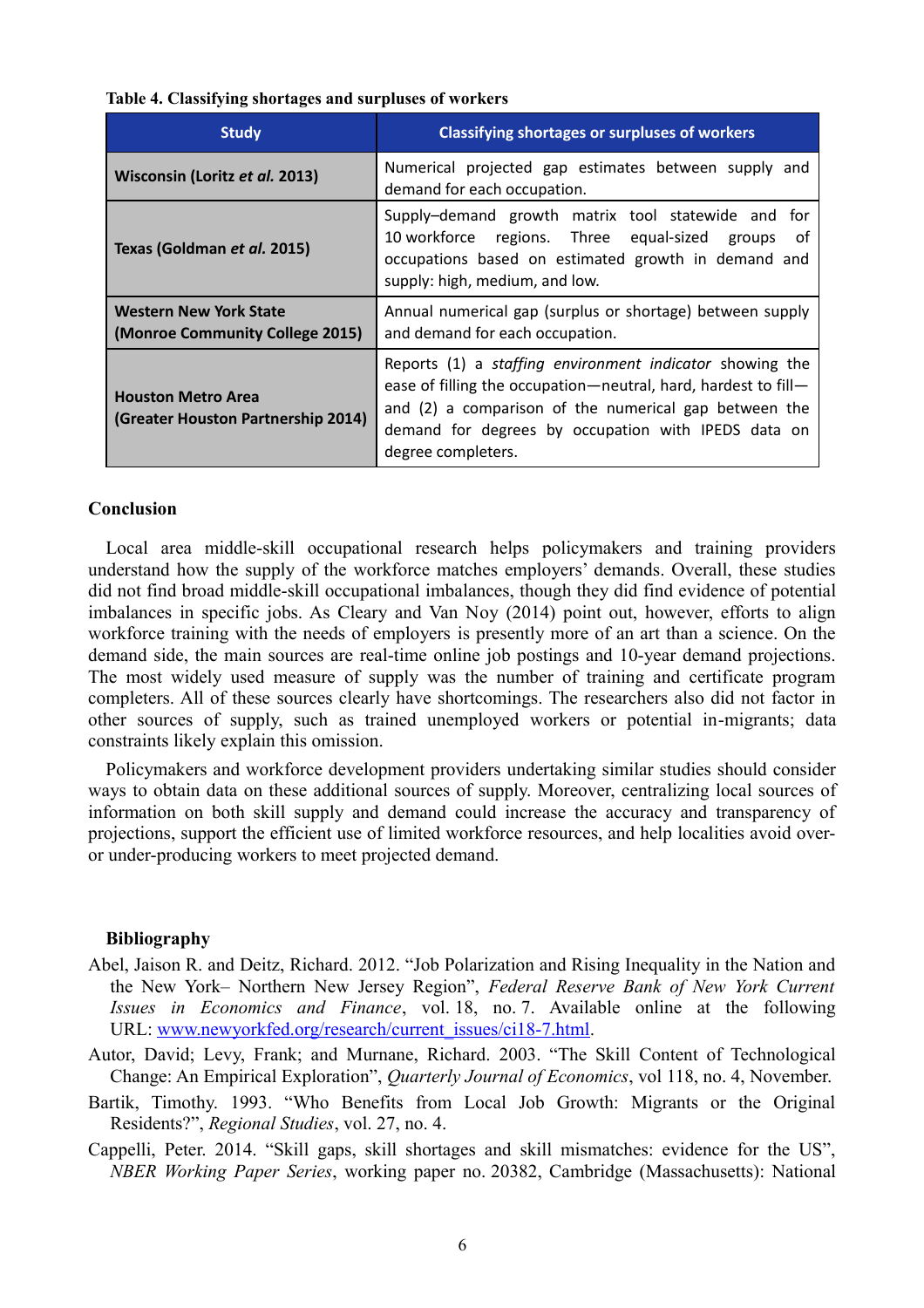**Table 4. Classifying shortages and surpluses of workers**

| Study | Classifying shortages or surpluses of workers |
|---|---|
| **Wisconsin (Loritz *et al.* 2013)** | Numerical projected gap estimates between supply and demand for each occupation. |
| **Texas (Goldman *et al.* 2015)** | Supply–demand growth matrix tool statewide and for 10 workforce regions. Three equal-sized groups of occupations based on estimated growth in demand and supply: high, medium, and low. |
| **Western New York State (Monroe Community College 2015)** | Annual numerical gap (surplus or shortage) between supply and demand for each occupation. |
| **Houston Metro Area (Greater Houston Partnership 2014)** | Reports (1) a *staffing environment indicator* showing the ease of filling the occupation—neutral, hard, hardest to fill—and (2) a comparison of the numerical gap between the demand for degrees by occupation with IPEDS data on degree completers. |

## Conclusion

Local area middle-skill occupational research helps policymakers and training providers understand how the supply of the workforce matches employers' demands. Overall, these studies did not find broad middle-skill occupational imbalances, though they did find evidence of potential imbalances in specific jobs. As Cleary and Van Noy (2014) point out, however, efforts to align workforce training with the needs of employers is presently more of an art than a science. On the demand side, the main sources are real-time online job postings and 10-year demand projections. The most widely used measure of supply was the number of training and certificate program completers. All of these sources clearly have shortcomings. The researchers also did not factor in other sources of supply, such as trained unemployed workers or potential in-migrants; data constraints likely explain this omission.

Policymakers and workforce development providers undertaking similar studies should consider ways to obtain data on these additional sources of supply. Moreover, centralizing local sources of information on both skill supply and demand could increase the accuracy and transparency of projections, support the efficient use of limited workforce resources, and help localities avoid over- or under-producing workers to meet projected demand.

## Bibliography

Abel, Jaison R. and Deitz, Richard. 2012. "Job Polarization and Rising Inequality in the Nation and the New York– Northern New Jersey Region", *Federal Reserve Bank of New York Current Issues in Economics and Finance*, vol. 18, no. 7. Available online at the following URL: www.newyorkfed.org/research/current_issues/ci18-7.html.

Autor, David; Levy, Frank; and Murnane, Richard. 2003. "The Skill Content of Technological Change: An Empirical Exploration", *Quarterly Journal of Economics*, vol 118, no. 4, November.

Bartik, Timothy. 1993. "Who Benefits from Local Job Growth: Migrants or the Original Residents?", *Regional Studies*, vol. 27, no. 4.

Cappelli, Peter. 2014. "Skill gaps, skill shortages and skill mismatches: evidence for the US", *NBER Working Paper Series*, working paper no. 20382, Cambridge (Massachusetts): National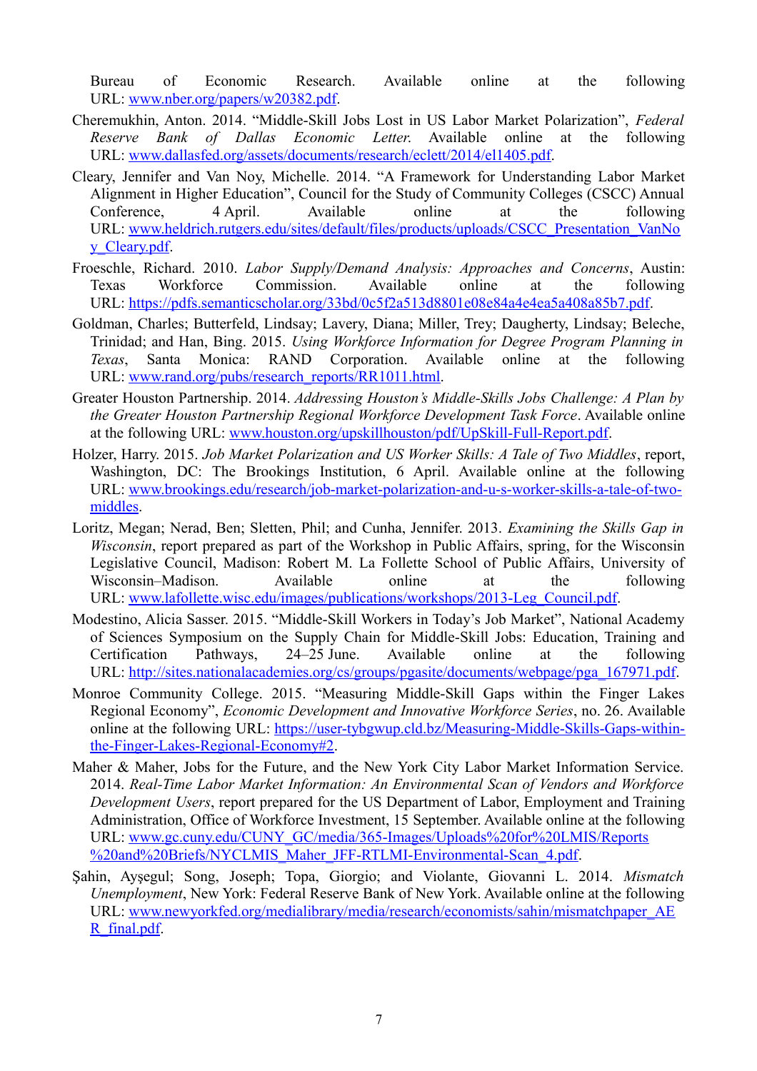Bureau of Economic Research. Available online at the following URL: www.nber.org/papers/w20382.pdf.

Cheremukhin, Anton. 2014. "Middle-Skill Jobs Lost in US Labor Market Polarization", *Federal Reserve Bank of Dallas Economic Letter.* Available online at the following URL: www.dallasfed.org/assets/documents/research/eclett/2014/el1405.pdf.

Cleary, Jennifer and Van Noy, Michelle. 2014. "A Framework for Understanding Labor Market Alignment in Higher Education", Council for the Study of Community Colleges (CSCC) Annual Conference, 4 April. Available online at the following URL: www.heldrich.rutgers.edu/sites/default/files/products/uploads/CSCC_Presentation_VanNoy_Cleary.pdf.

Froeschle, Richard. 2010. *Labor Supply/Demand Analysis: Approaches and Concerns*, Austin: Texas Workforce Commission. Available online at the following URL: https://pdfs.semanticscholar.org/33bd/0c5f2a513d8801e08e84a4e4ea5a408a85b7.pdf.

Goldman, Charles; Butterfeld, Lindsay; Lavery, Diana; Miller, Trey; Daugherty, Lindsay; Beleche, Trinidad; and Han, Bing. 2015. *Using Workforce Information for Degree Program Planning in Texas*, Santa Monica: RAND Corporation. Available online at the following URL: www.rand.org/pubs/research_reports/RR1011.html.

Greater Houston Partnership. 2014. *Addressing Houston's Middle-Skills Jobs Challenge: A Plan by the Greater Houston Partnership Regional Workforce Development Task Force*. Available online at the following URL: www.houston.org/upskillhouston/pdf/UpSkill-Full-Report.pdf.

Holzer, Harry. 2015. *Job Market Polarization and US Worker Skills: A Tale of Two Middles*, report, Washington, DC: The Brookings Institution, 6 April. Available online at the following URL: www.brookings.edu/research/job-market-polarization-and-u-s-worker-skills-a-tale-of-two-middles.

Loritz, Megan; Nerad, Ben; Sletten, Phil; and Cunha, Jennifer. 2013. *Examining the Skills Gap in Wisconsin*, report prepared as part of the Workshop in Public Affairs, spring, for the Wisconsin Legislative Council, Madison: Robert M. La Follette School of Public Affairs, University of Wisconsin–Madison. Available online at the following URL: www.lafollette.wisc.edu/images/publications/workshops/2013-Leg_Council.pdf.

Modestino, Alicia Sasser. 2015. "Middle-Skill Workers in Today's Job Market", National Academy of Sciences Symposium on the Supply Chain for Middle-Skill Jobs: Education, Training and Certification Pathways, 24–25 June. Available online at the following URL: http://sites.nationalacademies.org/cs/groups/pgasite/documents/webpage/pga_167971.pdf.

Monroe Community College. 2015. "Measuring Middle-Skill Gaps within the Finger Lakes Regional Economy", *Economic Development and Innovative Workforce Series*, no. 26. Available online at the following URL: https://user-tybgwup.cld.bz/Measuring-Middle-Skills-Gaps-within-the-Finger-Lakes-Regional-Economy#2.

Maher & Maher, Jobs for the Future, and the New York City Labor Market Information Service. 2014. *Real-Time Labor Market Information: An Environmental Scan of Vendors and Workforce Development Users*, report prepared for the US Department of Labor, Employment and Training Administration, Office of Workforce Investment, 15 September. Available online at the following URL: www.gc.cuny.edu/CUNY_GC/media/365-Images/Uploads%20for%20LMIS/Reports%20and%20Briefs/NYCLMIS_Maher_JFF-RTLMI-Environmental-Scan_4.pdf.

Şahin, Ayşegul; Song, Joseph; Topa, Giorgio; and Violante, Giovanni L. 2014. *Mismatch Unemployment*, New York: Federal Reserve Bank of New York. Available online at the following URL: www.newyorkfed.org/medialibrary/media/research/economists/sahin/mismatchpaper_AER_final.pdf.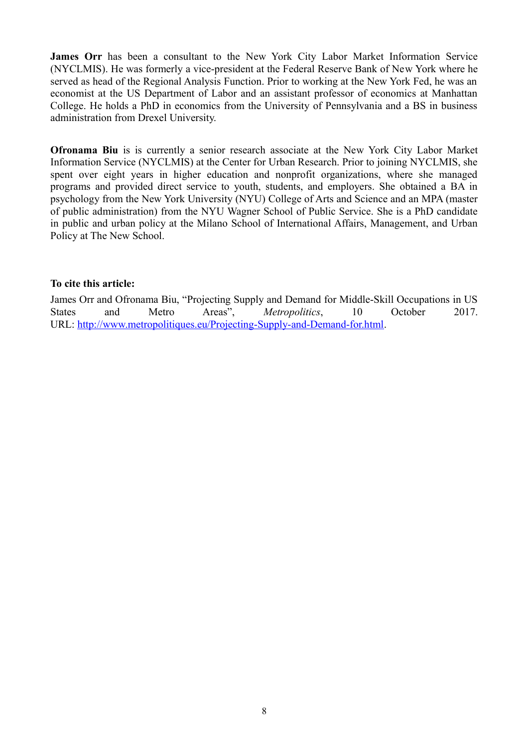**James Orr** has been a consultant to the New York City Labor Market Information Service (NYCLMIS). He was formerly a vice-president at the Federal Reserve Bank of New York where he served as head of the Regional Analysis Function. Prior to working at the New York Fed, he was an economist at the US Department of Labor and an assistant professor of economics at Manhattan College. He holds a PhD in economics from the University of Pennsylvania and a BS in business administration from Drexel University.

**Ofronama Biu** is is currently a senior research associate at the New York City Labor Market Information Service (NYCLMIS) at the Center for Urban Research. Prior to joining NYCLMIS, she spent over eight years in higher education and nonprofit organizations, where she managed programs and provided direct service to youth, students, and employers. She obtained a BA in psychology from the New York University (NYU) College of Arts and Science and an MPA (master of public administration) from the NYU Wagner School of Public Service. She is a PhD candidate in public and urban policy at the Milano School of International Affairs, Management, and Urban Policy at The New School.

**To cite this article:**

James Orr and Ofronama Biu, "Projecting Supply and Demand for Middle-Skill Occupations in US States and Metro Areas", *Metropolitics*, 10 October 2017. URL: http://www.metropolitiques.eu/Projecting-Supply-and-Demand-for.html.